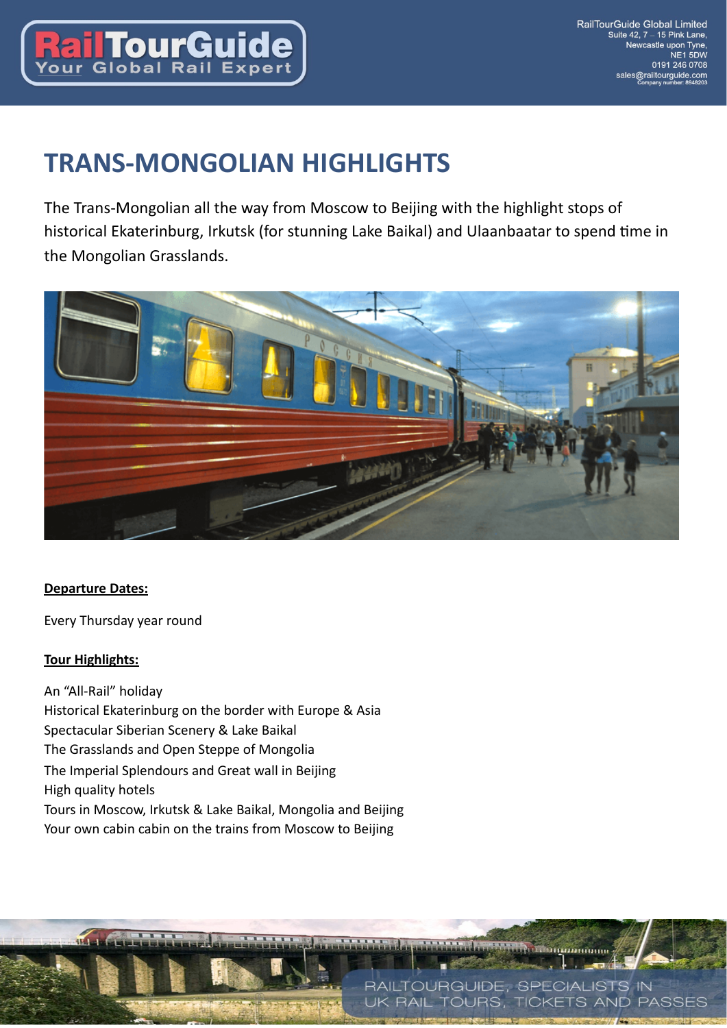RailTourGuide Global Limited
Suite 42, 7 – 15 Pink Lane,
Newcastle upon Tyne,
NE1 5DW
0191 246 0708
sales@railtourguide.com
Company number: 8948203

# TRANS-MONGOLIAN HIGHLIGHTS

The Trans-Mongolian all the way from Moscow to Beijing with the highlight stops of historical Ekaterinburg, Irkutsk (for stunning Lake Baikal) and Ulaanbaatar to spend time in the Mongolian Grasslands.

**Departure Dates:**

Every Thursday year round

**Tour Highlights:**

An “All-Rail” holiday
Historical Ekaterinburg on the border with Europe & Asia
Spectacular Siberian Scenery & Lake Baikal
The Grasslands and Open Steppe of Mongolia
The Imperial Splendours and Great wall in Beijing
High quality hotels
Tours in Moscow, Irkutsk & Lake Baikal, Mongolia and Beijing
Your own cabin cabin on the trains from Moscow to Beijing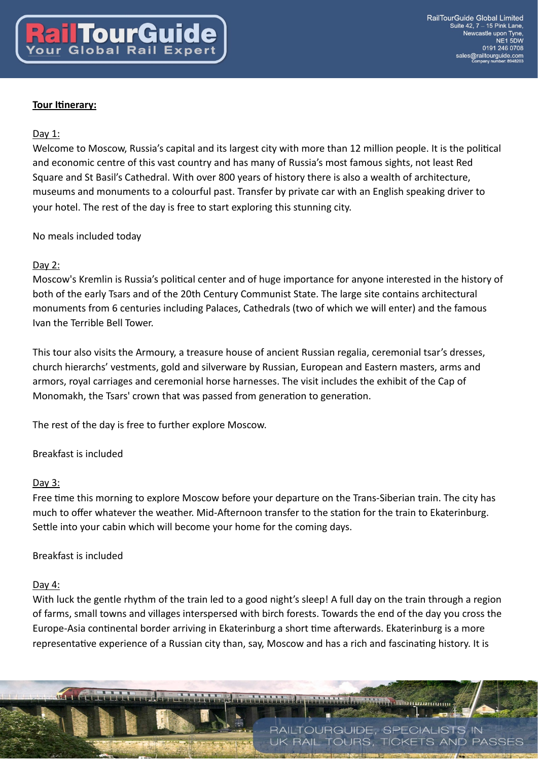**Tour Itinerary:**

Day 1:

Welcome to Moscow, Russia's capital and its largest city with more than 12 million people. It is the political and economic centre of this vast country and has many of Russia's most famous sights, not least Red Square and St Basil's Cathedral. With over 800 years of history there is also a wealth of architecture, museums and monuments to a colourful past. Transfer by private car with an English speaking driver to your hotel. The rest of the day is free to start exploring this stunning city.

No meals included today

Day 2:

Moscow's Kremlin is Russia's political center and of huge importance for anyone interested in the history of both of the early Tsars and of the 20th Century Communist State. The large site contains architectural monuments from 6 centuries including Palaces, Cathedrals (two of which we will enter) and the famous Ivan the Terrible Bell Tower.

This tour also visits the Armoury, a treasure house of ancient Russian regalia, ceremonial tsar's dresses, church hierarchs' vestments, gold and silverware by Russian, European and Eastern masters, arms and armors, royal carriages and ceremonial horse harnesses. The visit includes the exhibit of the Cap of Monomakh, the Tsars' crown that was passed from generation to generation.

The rest of the day is free to further explore Moscow.

Breakfast is included

Day 3:

Free time this morning to explore Moscow before your departure on the Trans-Siberian train. The city has much to offer whatever the weather. Mid-Afternoon transfer to the station for the train to Ekaterinburg. Settle into your cabin which will become your home for the coming days.

Breakfast is included

Day 4:

With luck the gentle rhythm of the train led to a good night's sleep! A full day on the train through a region of farms, small towns and villages interspersed with birch forests. Towards the end of the day you cross the Europe-Asia continental border arriving in Ekaterinburg a short time afterwards. Ekaterinburg is a more representative experience of a Russian city than, say, Moscow and has a rich and fascinating history. It is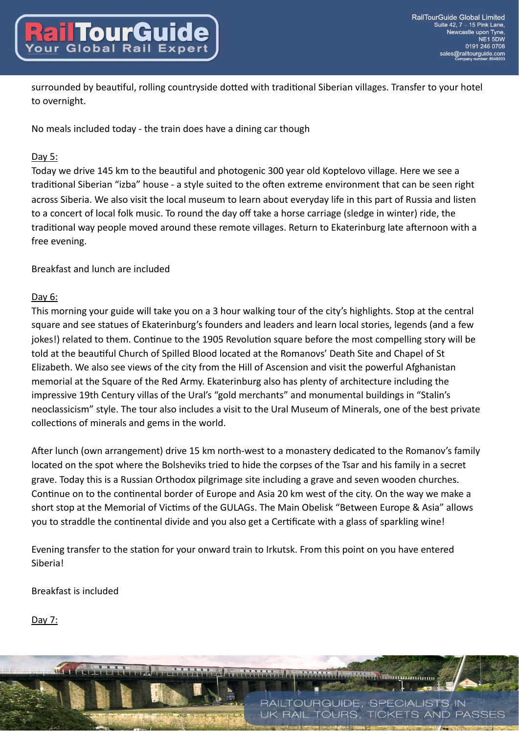surrounded by beautiful, rolling countryside dotted with traditional Siberian villages. Transfer to your hotel to overnight.

No meals included today - the train does have a dining car though

Day 5:

Today we drive 145 km to the beautiful and photogenic 300 year old Koptelovo village. Here we see a traditional Siberian "izba" house - a style suited to the often extreme environment that can be seen right across Siberia. We also visit the local museum to learn about everyday life in this part of Russia and listen to a concert of local folk music. To round the day off take a horse carriage (sledge in winter) ride, the traditional way people moved around these remote villages. Return to Ekaterinburg late afternoon with a free evening.

Breakfast and lunch are included

Day 6:

This morning your guide will take you on a 3 hour walking tour of the city's highlights. Stop at the central square and see statues of Ekaterinburg's founders and leaders and learn local stories, legends (and a few jokes!) related to them. Continue to the 1905 Revolution square before the most compelling story will be told at the beautiful Church of Spilled Blood located at the Romanovs' Death Site and Chapel of St Elizabeth. We also see views of the city from the Hill of Ascension and visit the powerful Afghanistan memorial at the Square of the Red Army. Ekaterinburg also has plenty of architecture including the impressive 19th Century villas of the Ural's "gold merchants" and monumental buildings in "Stalin's neoclassicism" style. The tour also includes a visit to the Ural Museum of Minerals, one of the best private collections of minerals and gems in the world.

After lunch (own arrangement) drive 15 km north-west to a monastery dedicated to the Romanov's family located on the spot where the Bolsheviks tried to hide the corpses of the Tsar and his family in a secret grave. Today this is a Russian Orthodox pilgrimage site including a grave and seven wooden churches. Continue on to the continental border of Europe and Asia 20 km west of the city. On the way we make a short stop at the Memorial of Victims of the GULAGs. The Main Obelisk "Between Europe & Asia" allows you to straddle the continental divide and you also get a Certificate with a glass of sparkling wine!

Evening transfer to the station for your onward train to Irkutsk. From this point on you have entered Siberia!

Breakfast is included

Day 7: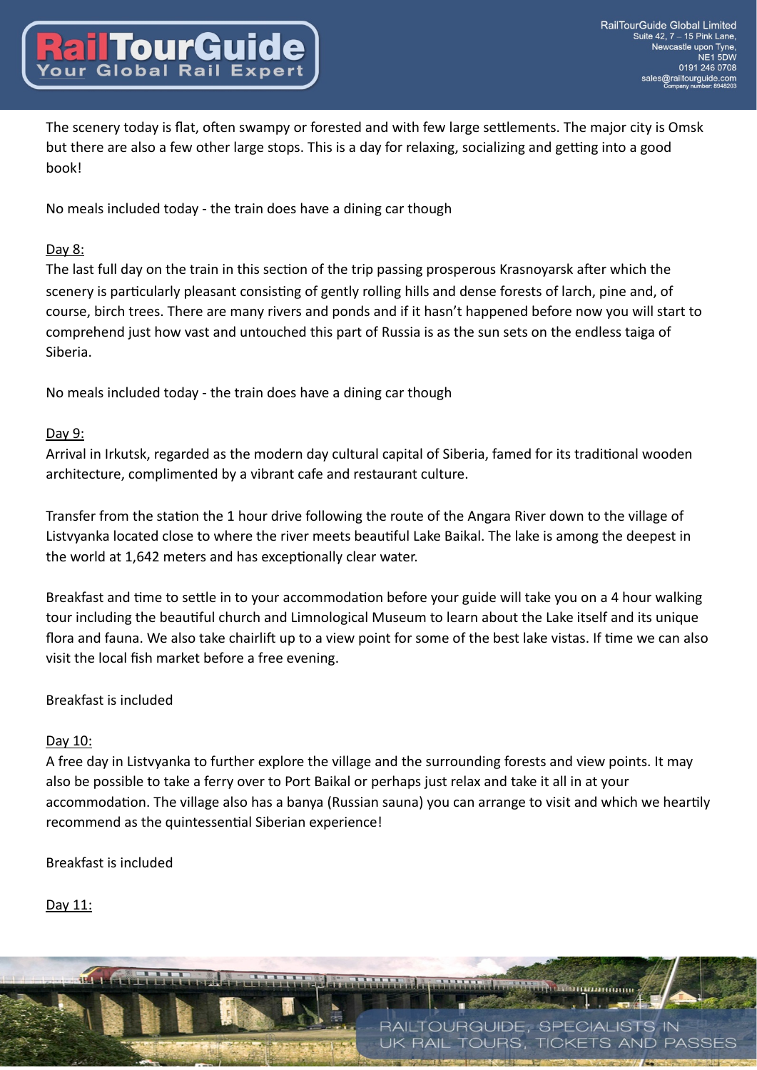The scenery today is flat, often swampy or forested and with few large settlements. The major city is Omsk but there are also a few other large stops. This is a day for relaxing, socializing and getting into a good book!

No meals included today - the train does have a dining car though

Day 8:

The last full day on the train in this section of the trip passing prosperous Krasnoyarsk after which the scenery is particularly pleasant consisting of gently rolling hills and dense forests of larch, pine and, of course, birch trees. There are many rivers and ponds and if it hasn't happened before now you will start to comprehend just how vast and untouched this part of Russia is as the sun sets on the endless taiga of Siberia.

No meals included today - the train does have a dining car though

Day 9:

Arrival in Irkutsk, regarded as the modern day cultural capital of Siberia, famed for its traditional wooden architecture, complimented by a vibrant cafe and restaurant culture.

Transfer from the station the 1 hour drive following the route of the Angara River down to the village of Listvyanka located close to where the river meets beautiful Lake Baikal. The lake is among the deepest in the world at 1,642 meters and has exceptionally clear water.

Breakfast and time to settle in to your accommodation before your guide will take you on a 4 hour walking tour including the beautiful church and Limnological Museum to learn about the Lake itself and its unique flora and fauna. We also take chairlift up to a view point for some of the best lake vistas. If time we can also visit the local fish market before a free evening.

Breakfast is included

Day 10:

A free day in Listvyanka to further explore the village and the surrounding forests and view points. It may also be possible to take a ferry over to Port Baikal or perhaps just relax and take it all in at your accommodation. The village also has a banya (Russian sauna) you can arrange to visit and which we heartily recommend as the quintessential Siberian experience!

Breakfast is included

Day 11: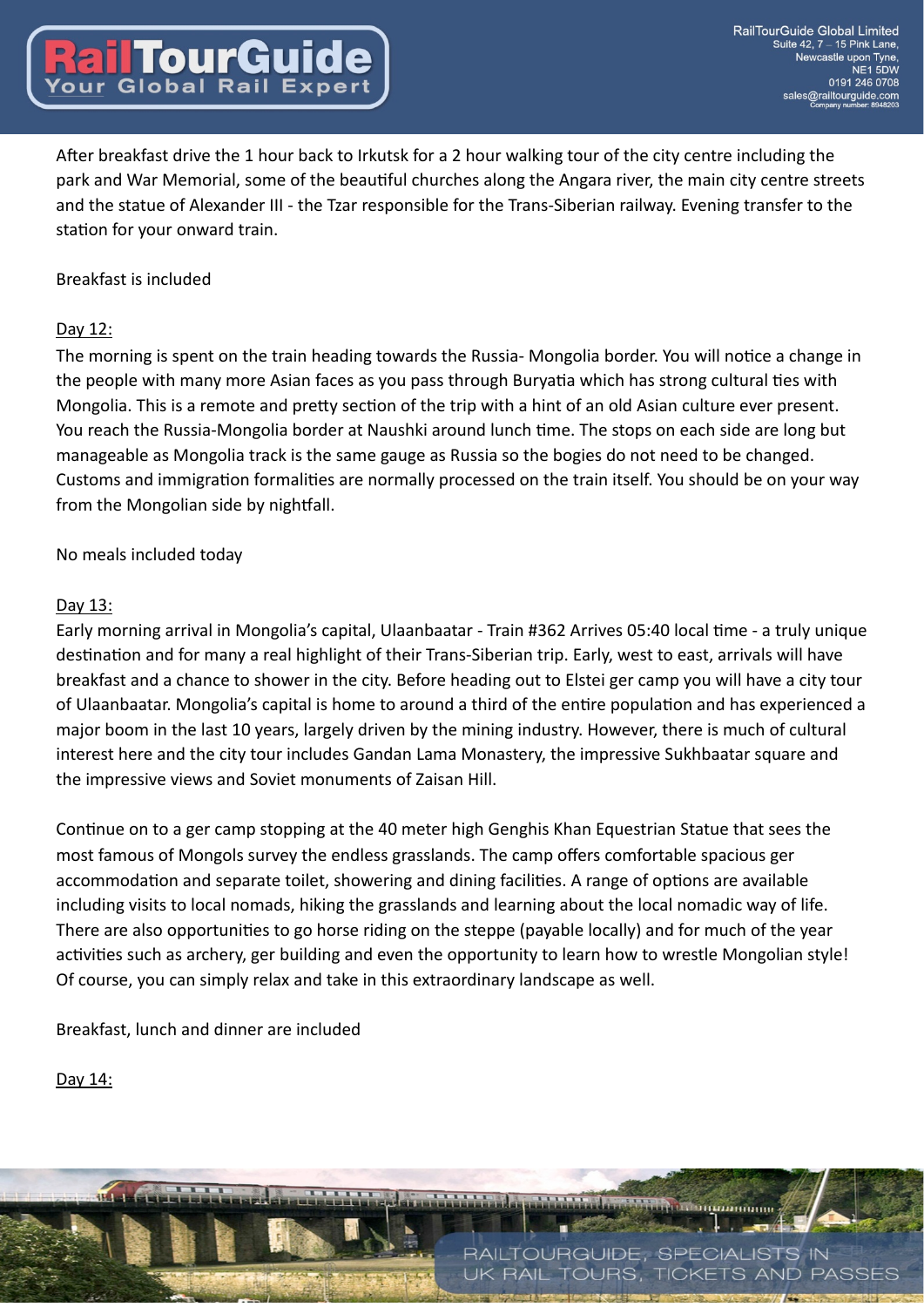After breakfast drive the 1 hour back to Irkutsk for a 2 hour walking tour of the city centre including the park and War Memorial, some of the beautiful churches along the Angara river, the main city centre streets and the statue of Alexander III - the Tzar responsible for the Trans-Siberian railway. Evening transfer to the station for your onward train.

Breakfast is included

Day 12:

The morning is spent on the train heading towards the Russia- Mongolia border. You will notice a change in the people with many more Asian faces as you pass through Buryatia which has strong cultural ties with Mongolia. This is a remote and pretty section of the trip with a hint of an old Asian culture ever present. You reach the Russia-Mongolia border at Naushki around lunch time. The stops on each side are long but manageable as Mongolia track is the same gauge as Russia so the bogies do not need to be changed. Customs and immigration formalities are normally processed on the train itself. You should be on your way from the Mongolian side by nightfall.

No meals included today

Day 13:

Early morning arrival in Mongolia's capital, Ulaanbaatar - Train #362 Arrives 05:40 local time - a truly unique destination and for many a real highlight of their Trans-Siberian trip. Early, west to east, arrivals will have breakfast and a chance to shower in the city. Before heading out to Elstei ger camp you will have a city tour of Ulaanbaatar. Mongolia's capital is home to around a third of the entire population and has experienced a major boom in the last 10 years, largely driven by the mining industry. However, there is much of cultural interest here and the city tour includes Gandan Lama Monastery, the impressive Sukhbaatar square and the impressive views and Soviet monuments of Zaisan Hill.

Continue on to a ger camp stopping at the 40 meter high Genghis Khan Equestrian Statue that sees the most famous of Mongols survey the endless grasslands. The camp offers comfortable spacious ger accommodation and separate toilet, showering and dining facilities. A range of options are available including visits to local nomads, hiking the grasslands and learning about the local nomadic way of life. There are also opportunities to go horse riding on the steppe (payable locally) and for much of the year activities such as archery, ger building and even the opportunity to learn how to wrestle Mongolian style! Of course, you can simply relax and take in this extraordinary landscape as well.

Breakfast, lunch and dinner are included

Day 14: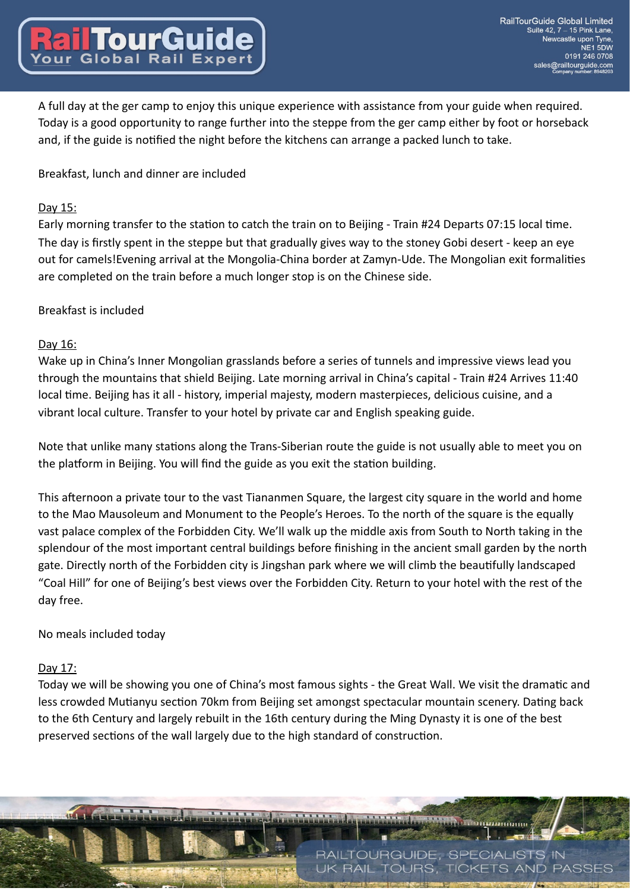A full day at the ger camp to enjoy this unique experience with assistance from your guide when required. Today is a good opportunity to range further into the steppe from the ger camp either by foot or horseback and, if the guide is notified the night before the kitchens can arrange a packed lunch to take.

Breakfast, lunch and dinner are included

Day 15:

Early morning transfer to the station to catch the train on to Beijing - Train #24 Departs 07:15 local time. The day is firstly spent in the steppe but that gradually gives way to the stoney Gobi desert - keep an eye out for camels!Evening arrival at the Mongolia-China border at Zamyn-Ude. The Mongolian exit formalities are completed on the train before a much longer stop is on the Chinese side.

Breakfast is included

Day 16:

Wake up in China's Inner Mongolian grasslands before a series of tunnels and impressive views lead you through the mountains that shield Beijing. Late morning arrival in China's capital - Train #24 Arrives 11:40 local time. Beijing has it all - history, imperial majesty, modern masterpieces, delicious cuisine, and a vibrant local culture. Transfer to your hotel by private car and English speaking guide.

Note that unlike many stations along the Trans-Siberian route the guide is not usually able to meet you on the platform in Beijing. You will find the guide as you exit the station building.

This afternoon a private tour to the vast Tiananmen Square, the largest city square in the world and home to the Mao Mausoleum and Monument to the People's Heroes. To the north of the square is the equally vast palace complex of the Forbidden City. We'll walk up the middle axis from South to North taking in the splendour of the most important central buildings before finishing in the ancient small garden by the north gate. Directly north of the Forbidden city is Jingshan park where we will climb the beautifully landscaped "Coal Hill" for one of Beijing's best views over the Forbidden City. Return to your hotel with the rest of the day free.

No meals included today

Day 17:

Today we will be showing you one of China's most famous sights - the Great Wall. We visit the dramatic and less crowded Mutianyu section 70km from Beijing set amongst spectacular mountain scenery. Dating back to the 6th Century and largely rebuilt in the 16th century during the Ming Dynasty it is one of the best preserved sections of the wall largely due to the high standard of construction.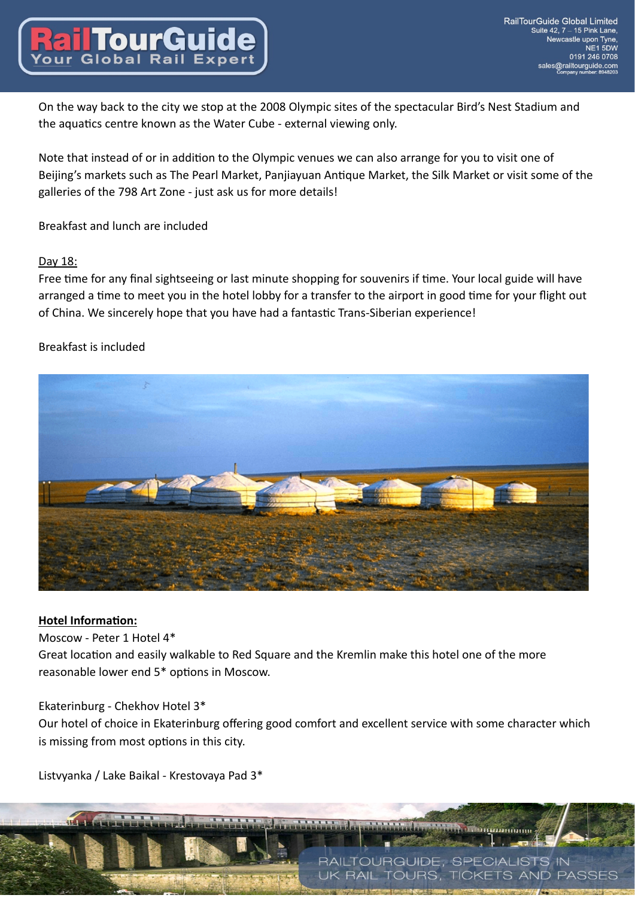On the way back to the city we stop at the 2008 Olympic sites of the spectacular Bird's Nest Stadium and the aquatics centre known as the Water Cube - external viewing only.

Note that instead of or in addition to the Olympic venues we can also arrange for you to visit one of Beijing's markets such as The Pearl Market, Panjiayuan Antique Market, the Silk Market or visit some of the galleries of the 798 Art Zone - just ask us for more details!

Breakfast and lunch are included

<u>Day 18:</u>

Free time for any final sightseeing or last minute shopping for souvenirs if time. Your local guide will have arranged a time to meet you in the hotel lobby for a transfer to the airport in good time for your flight out of China. We sincerely hope that you have had a fantastic Trans-Siberian experience!

Breakfast is included

**Hotel Information:**

Moscow - Peter 1 Hotel 4*

Great location and easily walkable to Red Square and the Kremlin make this hotel one of the more reasonable lower end 5* options in Moscow.

Ekaterinburg - Chekhov Hotel 3*

Our hotel of choice in Ekaterinburg offering good comfort and excellent service with some character which is missing from most options in this city.

Listvyanka / Lake Baikal - Krestovaya Pad 3*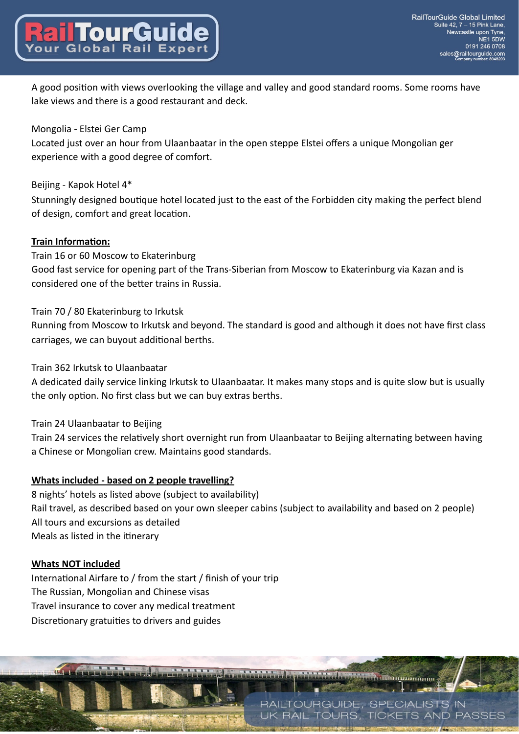A good position with views overlooking the village and valley and good standard rooms. Some rooms have lake views and there is a good restaurant and deck.

Mongolia - Elstei Ger Camp
Located just over an hour from Ulaanbaatar in the open steppe Elstei offers a unique Mongolian ger experience with a good degree of comfort.

Beijing - Kapok Hotel 4*
Stunningly designed boutique hotel located just to the east of the Forbidden city making the perfect blend of design, comfort and great location.

**Train Information:**

Train 16 or 60 Moscow to Ekaterinburg
Good fast service for opening part of the Trans-Siberian from Moscow to Ekaterinburg via Kazan and is considered one of the better trains in Russia.

Train 70 / 80 Ekaterinburg to Irkutsk
Running from Moscow to Irkutsk and beyond. The standard is good and although it does not have first class carriages, we can buyout additional berths.

Train 362 Irkutsk to Ulaanbaatar
A dedicated daily service linking Irkutsk to Ulaanbaatar. It makes many stops and is quite slow but is usually the only option. No first class but we can buy extras berths.

Train 24 Ulaanbaatar to Beijing
Train 24 services the relatively short overnight run from Ulaanbaatar to Beijing alternating between having a Chinese or Mongolian crew. Maintains good standards.

**Whats included - based on 2 people travelling?**

8 nights' hotels as listed above (subject to availability)
Rail travel, as described based on your own sleeper cabins (subject to availability and based on 2 people)
All tours and excursions as detailed
Meals as listed in the itinerary

**Whats NOT included**

International Airfare to / from the start / finish of your trip
The Russian, Mongolian and Chinese visas
Travel insurance to cover any medical treatment
Discretionary gratuities to drivers and guides